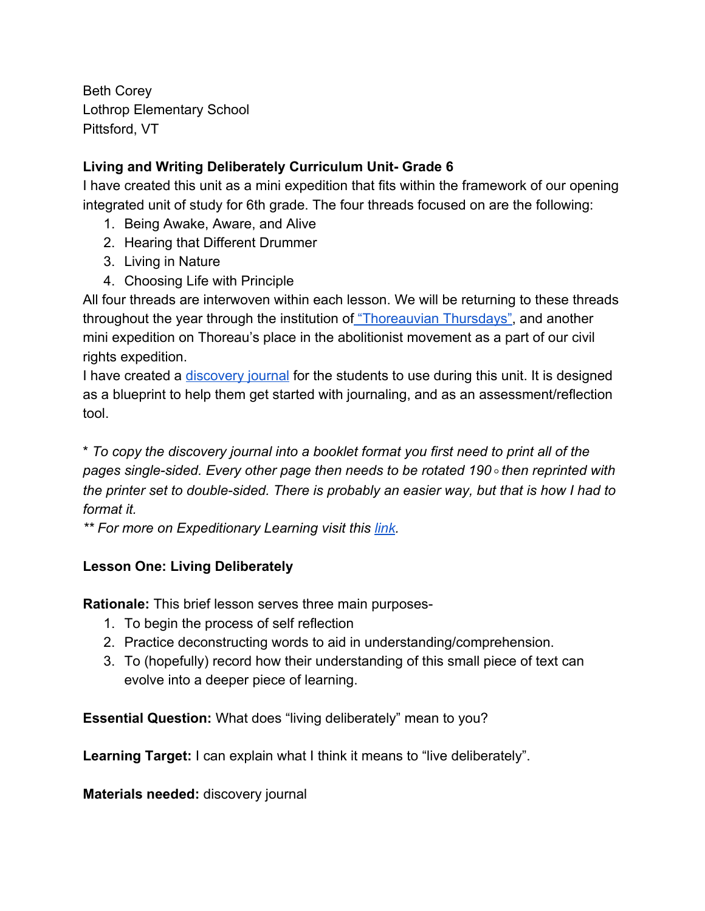Beth Corey
Lothrop Elementary School
Pittsford, VT

**Living and Writing Deliberately Curriculum Unit- Grade 6**

I have created this unit as a mini expedition that fits within the framework of our opening integrated unit of study for 6th grade. The four threads focused on are the following:

1. Being Awake, Aware, and Alive
2. Hearing that Different Drummer
3. Living in Nature
4. Choosing Life with Principle

All four threads are interwoven within each lesson. We will be returning to these threads throughout the year through the institution of "Thoreauvian Thursdays", and another mini expedition on Thoreau's place in the abolitionist movement as a part of our civil rights expedition.

I have created a discovery journal for the students to use during this unit. It is designed as a blueprint to help them get started with journaling, and as an assessment/reflection tool.

*\* To copy the discovery journal into a booklet format you first need to print all of the pages single-sided. Every other page then needs to be rotated 190◦ then reprinted with the printer set to double-sided. There is probably an easier way, but that is how I had to format it.*

*\*\* For more on Expeditionary Learning visit this link.*

**Lesson One: Living Deliberately**

**Rationale:** This brief lesson serves three main purposes-

1. To begin the process of self reflection
2. Practice deconstructing words to aid in understanding/comprehension.
3. To (hopefully) record how their understanding of this small piece of text can evolve into a deeper piece of learning.

**Essential Question:** What does "living deliberately" mean to you?

**Learning Target:** I can explain what I think it means to "live deliberately".

**Materials needed:** discovery journal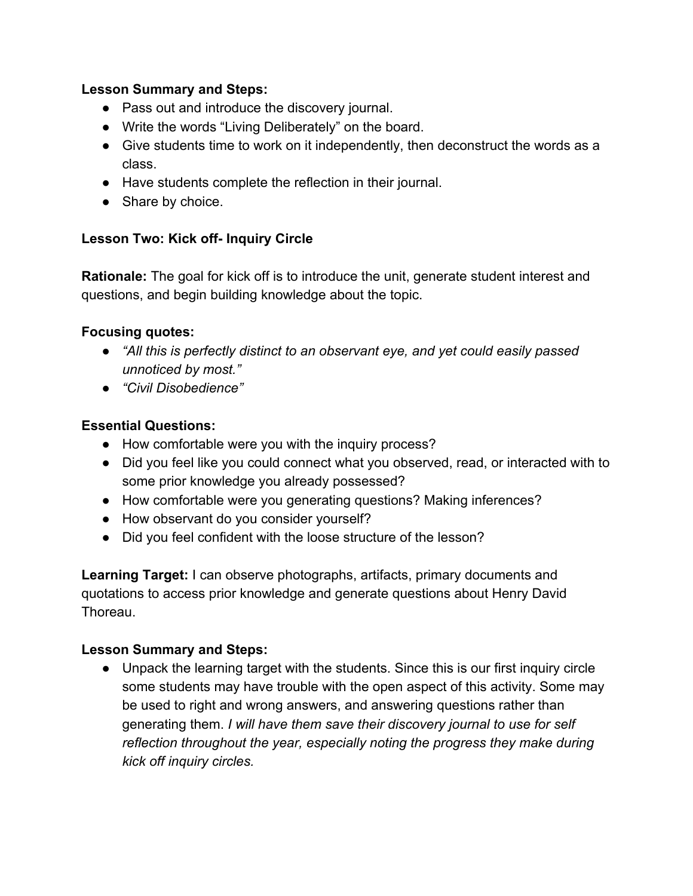**Lesson Summary and Steps:**

- Pass out and introduce the discovery journal.
- Write the words “Living Deliberately” on the board.
- Give students time to work on it independently, then deconstruct the words as a class.
- Have students complete the reflection in their journal.
- Share by choice.

**Lesson Two: Kick off- Inquiry Circle**

**Rationale:** The goal for kick off is to introduce the unit, generate student interest and questions, and begin building knowledge about the topic.

**Focusing quotes:**

- *“All this is perfectly distinct to an observant eye, and yet could easily passed unnoticed by most.”*
- *“Civil Disobedience”*

**Essential Questions:**

- How comfortable were you with the inquiry process?
- Did you feel like you could connect what you observed, read, or interacted with to some prior knowledge you already possessed?
- How comfortable were you generating questions? Making inferences?
- How observant do you consider yourself?
- Did you feel confident with the loose structure of the lesson?

**Learning Target:** I can observe photographs, artifacts, primary documents and quotations to access prior knowledge and generate questions about Henry David Thoreau.

**Lesson Summary and Steps:**

- Unpack the learning target with the students. Since this is our first inquiry circle some students may have trouble with the open aspect of this activity. Some may be used to right and wrong answers, and answering questions rather than generating them. *I will have them save their discovery journal to use for self reflection throughout the year, especially noting the progress they make during kick off inquiry circles.*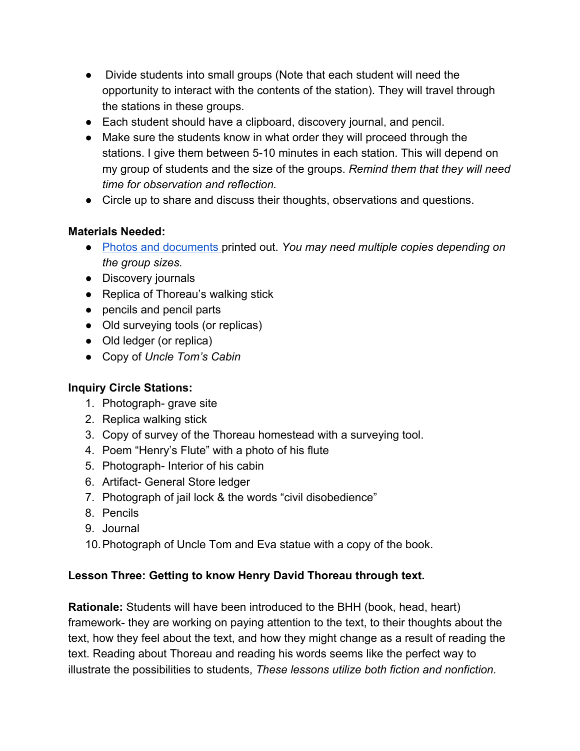- Divide students into small groups (Note that each student will need the opportunity to interact with the contents of the station). They will travel through the stations in these groups.
- Each student should have a clipboard, discovery journal, and pencil.
- Make sure the students know in what order they will proceed through the stations. I give them between 5-10 minutes in each station. This will depend on my group of students and the size of the groups. *Remind them that they will need time for observation and reflection.*
- Circle up to share and discuss their thoughts, observations and questions.

**Materials Needed:**

- Photos and documents printed out. *You may need multiple copies depending on the group sizes.*
- Discovery journals
- Replica of Thoreau's walking stick
- pencils and pencil parts
- Old surveying tools (or replicas)
- Old ledger (or replica)
- Copy of *Uncle Tom's Cabin*

**Inquiry Circle Stations:**

1. Photograph- grave site
2. Replica walking stick
3. Copy of survey of the Thoreau homestead with a surveying tool.
4. Poem "Henry's Flute" with a photo of his flute
5. Photograph- Interior of his cabin
6. Artifact- General Store ledger
7. Photograph of jail lock & the words "civil disobedience"
8. Pencils
9. Journal
10. Photograph of Uncle Tom and Eva statue with a copy of the book.

**Lesson Three: Getting to know Henry David Thoreau through text.**

**Rationale:** Students will have been introduced to the BHH (book, head, heart) framework- they are working on paying attention to the text, to their thoughts about the text, how they feel about the text, and how they might change as a result of reading the text. Reading about Thoreau and reading his words seems like the perfect way to illustrate the possibilities to students, *These lessons utilize both fiction and nonfiction.*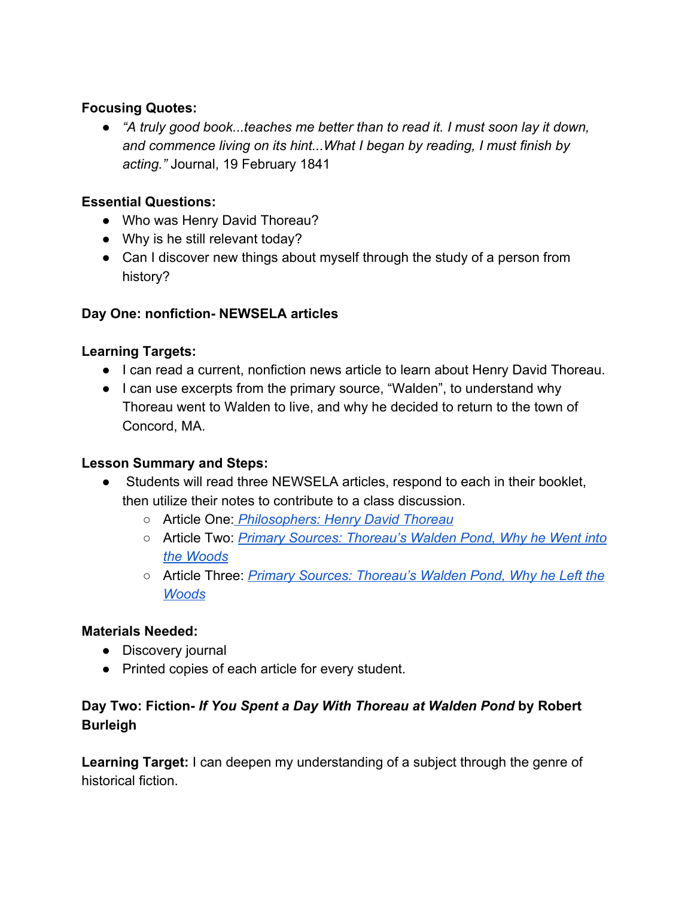**Focusing Quotes:**

- *"A truly good book...teaches me better than to read it. I must soon lay it down, and commence living on its hint...What I began by reading, I must finish by acting."* Journal, 19 February 1841

**Essential Questions:**

- Who was Henry David Thoreau?
- Why is he still relevant today?
- Can I discover new things about myself through the study of a person from history?

**Day One: nonfiction- NEWSELA articles**

**Learning Targets:**

- I can read a current, nonfiction news article to learn about Henry David Thoreau.
- I can use excerpts from the primary source, "Walden", to understand why Thoreau went to Walden to live, and why he decided to return to the town of Concord, MA.

**Lesson Summary and Steps:**

- Students will read three NEWSELA articles, respond to each in their booklet, then utilize their notes to contribute to a class discussion.
  - Article One: *Philosophers: Henry David Thoreau*
  - Article Two: *Primary Sources: Thoreau's Walden Pond, Why he Went into the Woods*
  - Article Three: *Primary Sources: Thoreau's Walden Pond, Why he Left the Woods*

**Materials Needed:**

- Discovery journal
- Printed copies of each article for every student.

**Day Two: Fiction- *If You Spent a Day With Thoreau at Walden Pond* by Robert Burleigh**

**Learning Target:** I can deepen my understanding of a subject through the genre of historical fiction.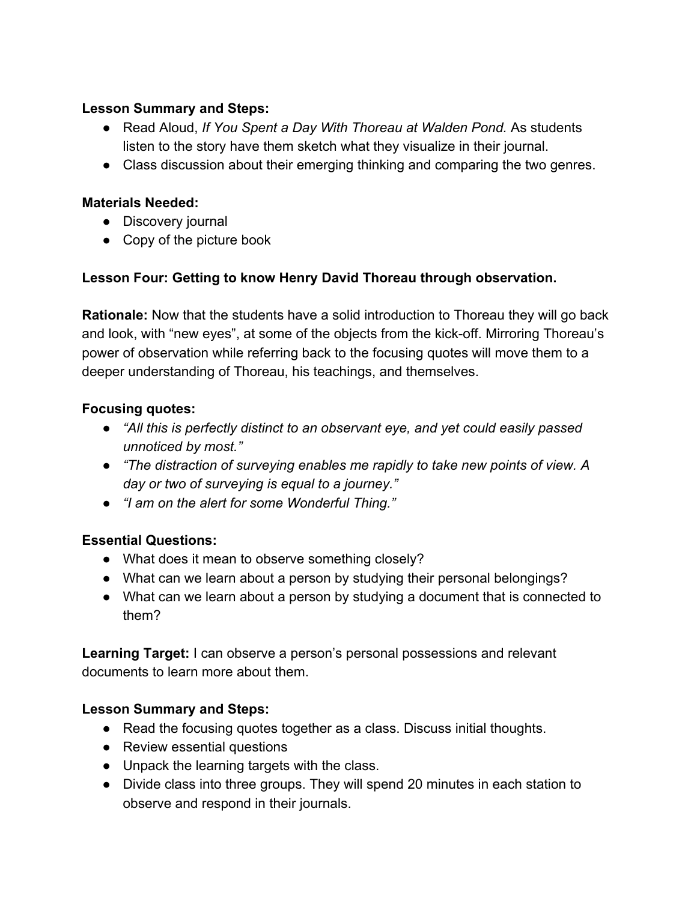**Lesson Summary and Steps:**

- Read Aloud, *If You Spent a Day With Thoreau at Walden Pond.* As students listen to the story have them sketch what they visualize in their journal.
- Class discussion about their emerging thinking and comparing the two genres.

**Materials Needed:**

- Discovery journal
- Copy of the picture book

**Lesson Four: Getting to know Henry David Thoreau through observation.**

**Rationale:** Now that the students have a solid introduction to Thoreau they will go back and look, with "new eyes", at some of the objects from the kick-off. Mirroring Thoreau's power of observation while referring back to the focusing quotes will move them to a deeper understanding of Thoreau, his teachings, and themselves.

**Focusing quotes:**

- *"All this is perfectly distinct to an observant eye, and yet could easily passed unnoticed by most."*
- *"The distraction of surveying enables me rapidly to take new points of view. A day or two of surveying is equal to a journey."*
- *"I am on the alert for some Wonderful Thing."*

**Essential Questions:**

- What does it mean to observe something closely?
- What can we learn about a person by studying their personal belongings?
- What can we learn about a person by studying a document that is connected to them?

**Learning Target:** I can observe a person's personal possessions and relevant documents to learn more about them.

**Lesson Summary and Steps:**

- Read the focusing quotes together as a class. Discuss initial thoughts.
- Review essential questions
- Unpack the learning targets with the class.
- Divide class into three groups. They will spend 20 minutes in each station to observe and respond in their journals.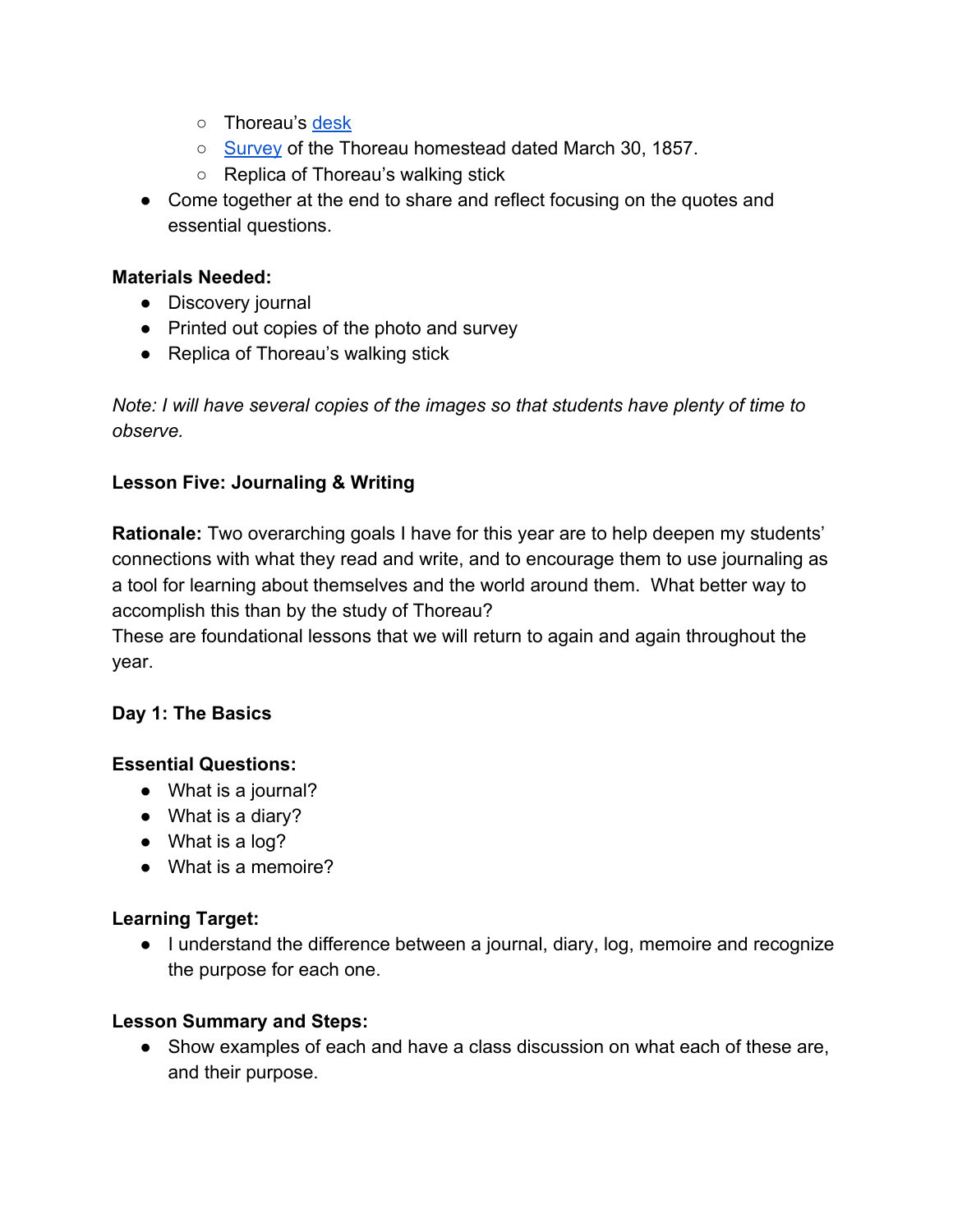- Thoreau's [desk]
  - [Survey] of the Thoreau homestead dated March 30, 1857.
  - Replica of Thoreau's walking stick
- Come together at the end to share and reflect focusing on the quotes and essential questions.

**Materials Needed:**
- Discovery journal
- Printed out copies of the photo and survey
- Replica of Thoreau's walking stick

*Note: I will have several copies of the images so that students have plenty of time to observe.*

**Lesson Five: Journaling & Writing**

**Rationale:** Two overarching goals I have for this year are to help deepen my students' connections with what they read and write, and to encourage them to use journaling as a tool for learning about themselves and the world around them. What better way to accomplish this than by the study of Thoreau?
These are foundational lessons that we will return to again and again throughout the year.

**Day 1: The Basics**

**Essential Questions:**
- What is a journal?
- What is a diary?
- What is a log?
- What is a memoire?

**Learning Target:**
- I understand the difference between a journal, diary, log, memoire and recognize the purpose for each one.

**Lesson Summary and Steps:**
- Show examples of each and have a class discussion on what each of these are, and their purpose.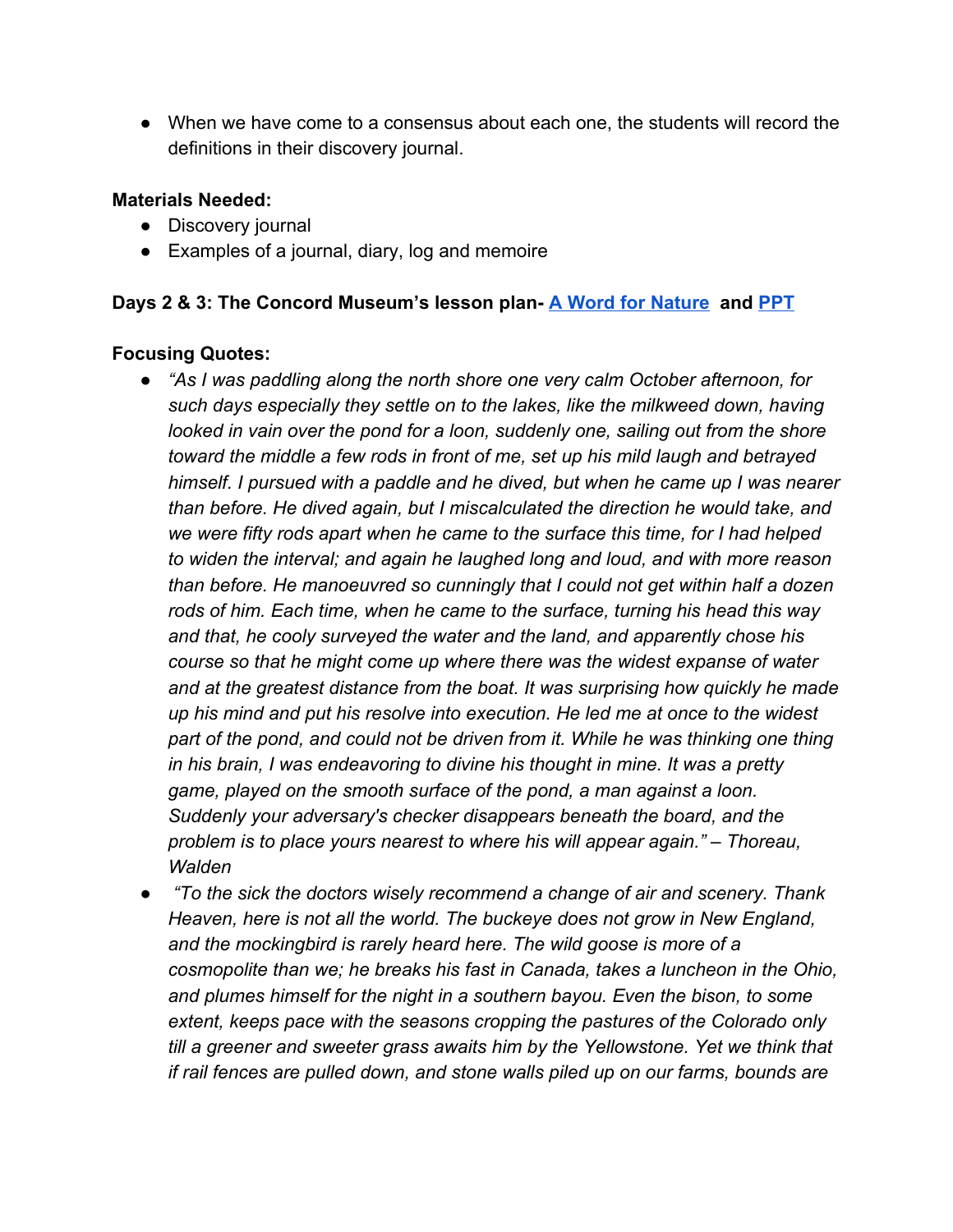- When we have come to a consensus about each one, the students will record the definitions in their discovery journal.

**Materials Needed:**
- Discovery journal
- Examples of a journal, diary, log and memoire

**Days 2 & 3: The Concord Museum's lesson plan- A Word for Nature and PPT**

**Focusing Quotes:**
- *"As I was paddling along the north shore one very calm October afternoon, for such days especially they settle on to the lakes, like the milkweed down, having looked in vain over the pond for a loon, suddenly one, sailing out from the shore toward the middle a few rods in front of me, set up his mild laugh and betrayed himself. I pursued with a paddle and he dived, but when he came up I was nearer than before. He dived again, but I miscalculated the direction he would take, and we were fifty rods apart when he came to the surface this time, for I had helped to widen the interval; and again he laughed long and loud, and with more reason than before. He manoeuvred so cunningly that I could not get within half a dozen rods of him. Each time, when he came to the surface, turning his head this way and that, he cooly surveyed the water and the land, and apparently chose his course so that he might come up where there was the widest expanse of water and at the greatest distance from the boat. It was surprising how quickly he made up his mind and put his resolve into execution. He led me at once to the widest part of the pond, and could not be driven from it. While he was thinking one thing in his brain, I was endeavoring to divine his thought in mine. It was a pretty game, played on the smooth surface of the pond, a man against a loon. Suddenly your adversary's checker disappears beneath the board, and the problem is to place yours nearest to where his will appear again." – Thoreau, Walden*
- *"To the sick the doctors wisely recommend a change of air and scenery. Thank Heaven, here is not all the world. The buckeye does not grow in New England, and the mockingbird is rarely heard here. The wild goose is more of a cosmopolite than we; he breaks his fast in Canada, takes a luncheon in the Ohio, and plumes himself for the night in a southern bayou. Even the bison, to some extent, keeps pace with the seasons cropping the pastures of the Colorado only till a greener and sweeter grass awaits him by the Yellowstone. Yet we think that if rail fences are pulled down, and stone walls piled up on our farms, bounds are*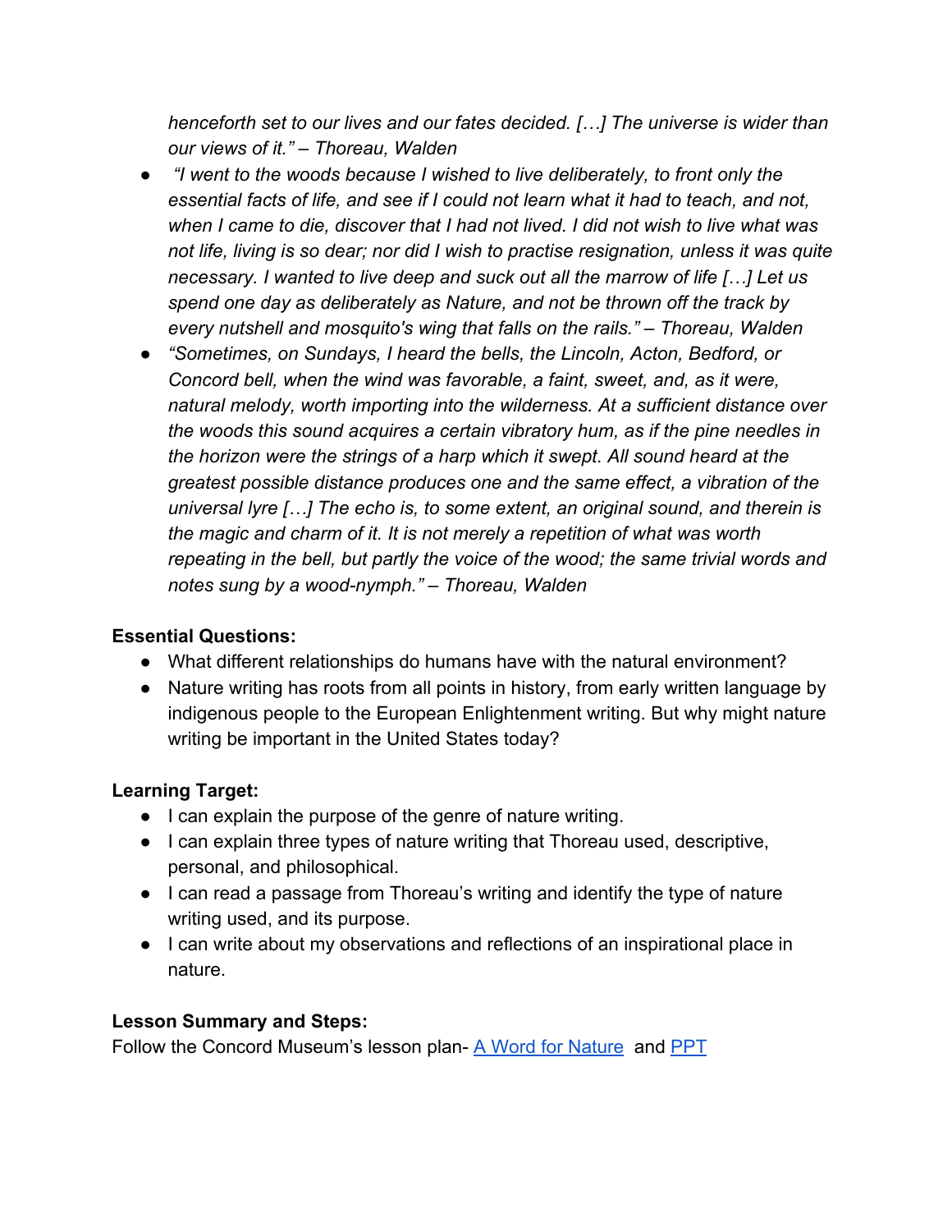*henceforth set to our lives and our fates decided. […] The universe is wider than our views of it." – Thoreau, Walden*

- *"I went to the woods because I wished to live deliberately, to front only the essential facts of life, and see if I could not learn what it had to teach, and not, when I came to die, discover that I had not lived. I did not wish to live what was not life, living is so dear; nor did I wish to practise resignation, unless it was quite necessary. I wanted to live deep and suck out all the marrow of life […] Let us spend one day as deliberately as Nature, and not be thrown off the track by every nutshell and mosquito's wing that falls on the rails." – Thoreau, Walden*
- *"Sometimes, on Sundays, I heard the bells, the Lincoln, Acton, Bedford, or Concord bell, when the wind was favorable, a faint, sweet, and, as it were, natural melody, worth importing into the wilderness. At a sufficient distance over the woods this sound acquires a certain vibratory hum, as if the pine needles in the horizon were the strings of a harp which it swept. All sound heard at the greatest possible distance produces one and the same effect, a vibration of the universal lyre […] The echo is, to some extent, an original sound, and therein is the magic and charm of it. It is not merely a repetition of what was worth repeating in the bell, but partly the voice of the wood; the same trivial words and notes sung by a wood-nymph." – Thoreau, Walden*

**Essential Questions:**

- What different relationships do humans have with the natural environment?
- Nature writing has roots from all points in history, from early written language by indigenous people to the European Enlightenment writing. But why might nature writing be important in the United States today?

**Learning Target:**

- I can explain the purpose of the genre of nature writing.
- I can explain three types of nature writing that Thoreau used, descriptive, personal, and philosophical.
- I can read a passage from Thoreau's writing and identify the type of nature writing used, and its purpose.
- I can write about my observations and reflections of an inspirational place in nature.

**Lesson Summary and Steps:**

Follow the Concord Museum's lesson plan- A Word for Nature and PPT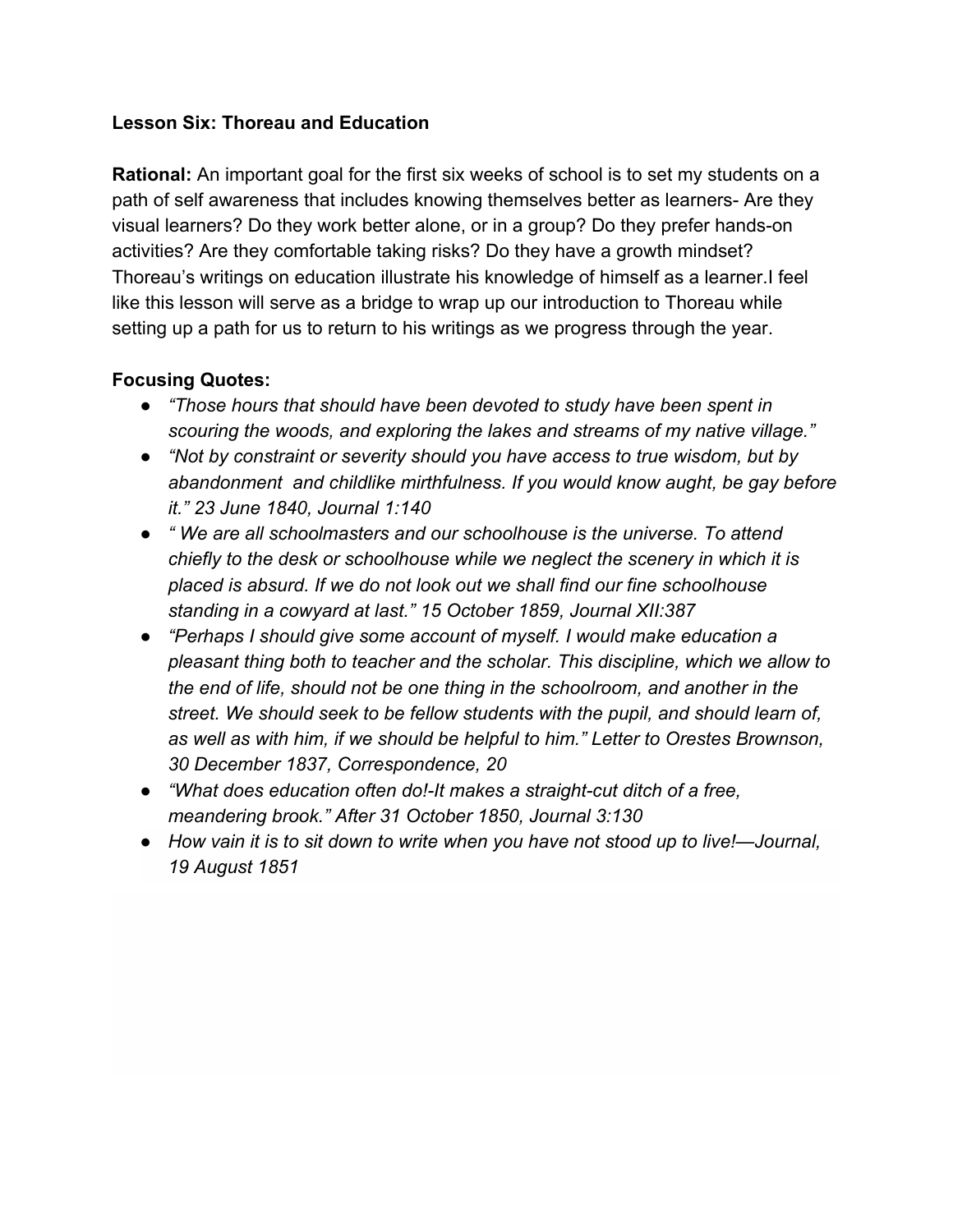**Lesson Six: Thoreau and Education**

**Rational:** An important goal for the first six weeks of school is to set my students on a path of self awareness that includes knowing themselves better as learners- Are they visual learners? Do they work better alone, or in a group? Do they prefer hands-on activities? Are they comfortable taking risks? Do they have a growth mindset? Thoreau's writings on education illustrate his knowledge of himself as a learner.I feel like this lesson will serve as a bridge to wrap up our introduction to Thoreau while setting up a path for us to return to his writings as we progress through the year.

**Focusing Quotes:**

- *"Those hours that should have been devoted to study have been spent in scouring the woods, and exploring the lakes and streams of my native village."*
- *"Not by constraint or severity should you have access to true wisdom, but by abandonment and childlike mirthfulness. If you would know aught, be gay before it." 23 June 1840, Journal 1:140*
- *" We are all schoolmasters and our schoolhouse is the universe. To attend chiefly to the desk or schoolhouse while we neglect the scenery in which it is placed is absurd. If we do not look out we shall find our fine schoolhouse standing in a cowyard at last." 15 October 1859, Journal XII:387*
- *"Perhaps I should give some account of myself. I would make education a pleasant thing both to teacher and the scholar. This discipline, which we allow to the end of life, should not be one thing in the schoolroom, and another in the street. We should seek to be fellow students with the pupil, and should learn of, as well as with him, if we should be helpful to him." Letter to Orestes Brownson, 30 December 1837, Correspondence, 20*
- *"What does education often do!-It makes a straight-cut ditch of a free, meandering brook." After 31 October 1850, Journal 3:130*
- *How vain it is to sit down to write when you have not stood up to live!—Journal, 19 August 1851*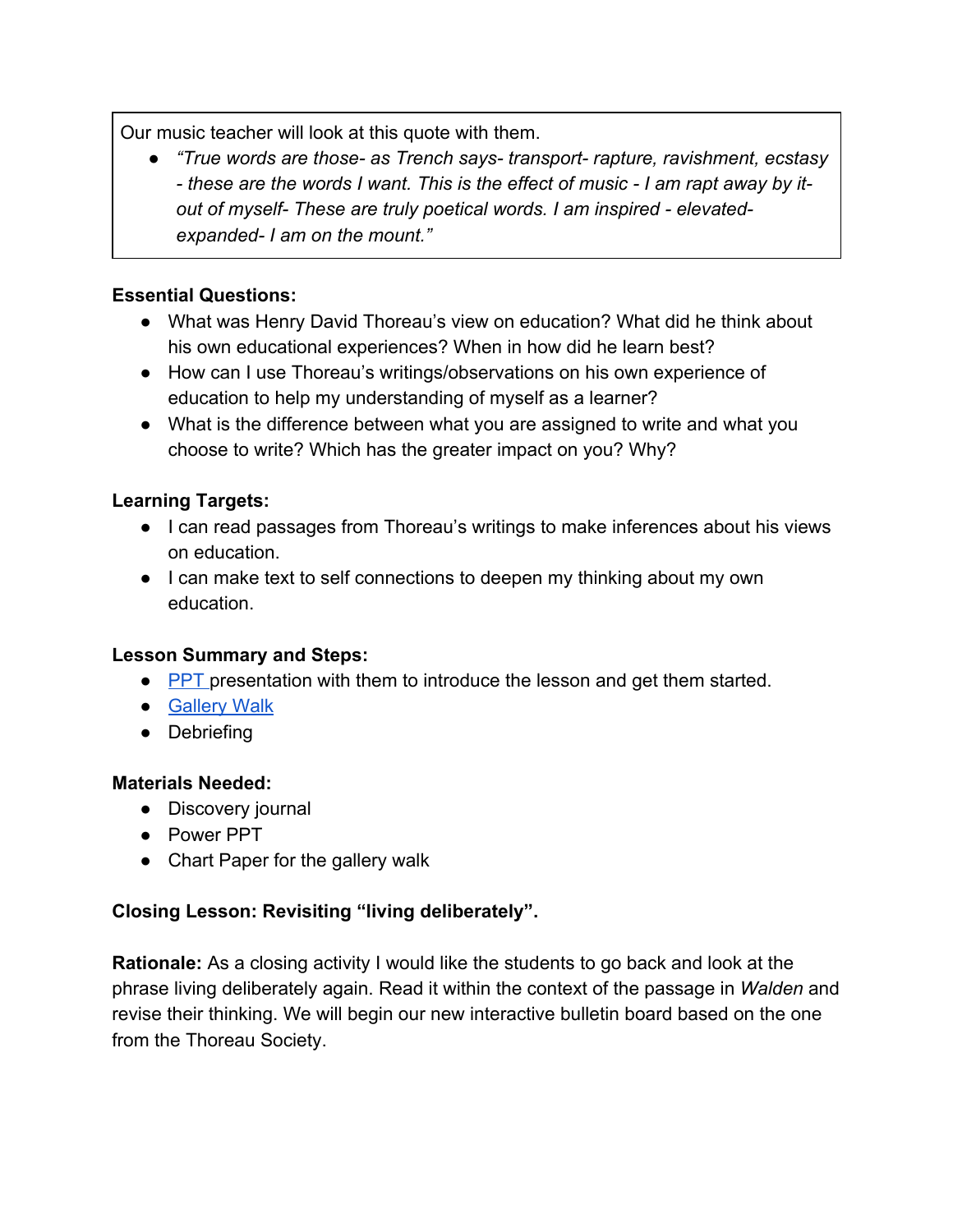Our music teacher will look at this quote with them.

- *"True words are those- as Trench says- transport- rapture, ravishment, ecstasy - these are the words I want. This is the effect of music - I am rapt away by it- out of myself- These are truly poetical words. I am inspired - elevated- expanded- I am on the mount."*

**Essential Questions:**

- What was Henry David Thoreau's view on education? What did he think about his own educational experiences? When in how did he learn best?
- How can I use Thoreau's writings/observations on his own experience of education to help my understanding of myself as a learner?
- What is the difference between what you are assigned to write and what you choose to write? Which has the greater impact on you? Why?

**Learning Targets:**

- I can read passages from Thoreau's writings to make inferences about his views on education.
- I can make text to self connections to deepen my thinking about my own education.

**Lesson Summary and Steps:**

- PPT presentation with them to introduce the lesson and get them started.
- Gallery Walk
- Debriefing

**Materials Needed:**

- Discovery journal
- Power PPT
- Chart Paper for the gallery walk

**Closing Lesson: Revisiting "living deliberately".**

**Rationale:** As a closing activity I would like the students to go back and look at the phrase living deliberately again. Read it within the context of the passage in *Walden* and revise their thinking. We will begin our new interactive bulletin board based on the one from the Thoreau Society.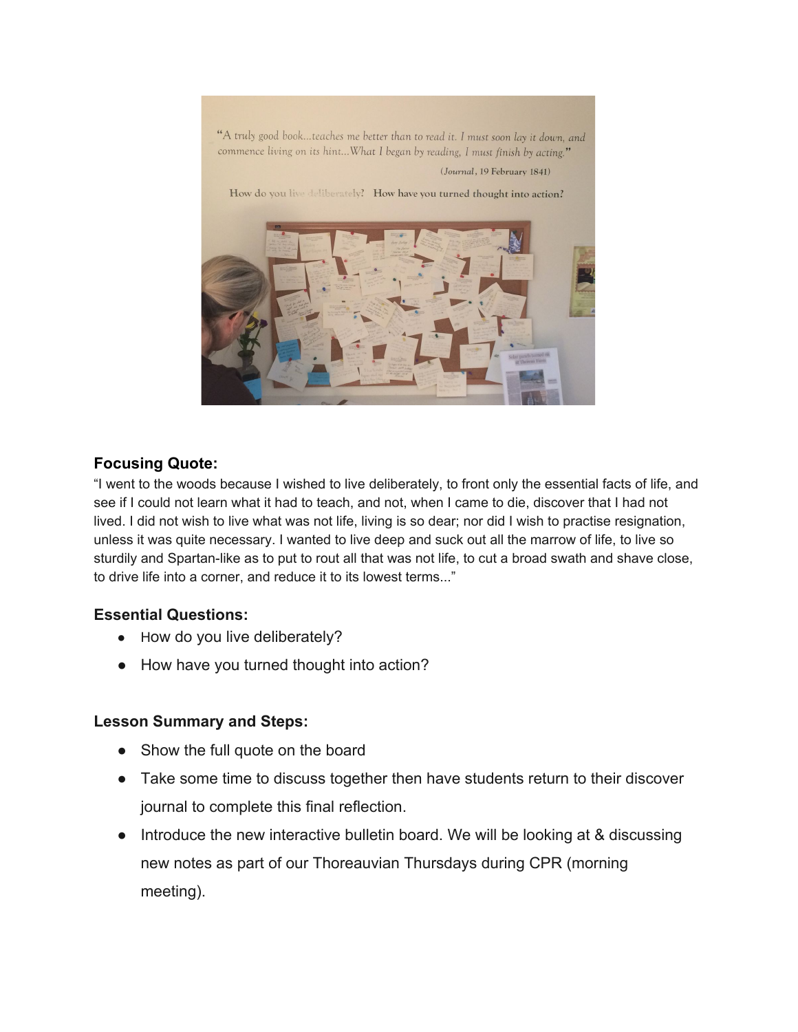**Focusing Quote:**

"I went to the woods because I wished to live deliberately, to front only the essential facts of life, and see if I could not learn what it had to teach, and not, when I came to die, discover that I had not lived. I did not wish to live what was not life, living is so dear; nor did I wish to practise resignation, unless it was quite necessary. I wanted to live deep and suck out all the marrow of life, to live so sturdily and Spartan-like as to put to rout all that was not life, to cut a broad swath and shave close, to drive life into a corner, and reduce it to its lowest terms..."

**Essential Questions:**

- How do you live deliberately?
- How have you turned thought into action?

**Lesson Summary and Steps:**

- Show the full quote on the board
- Take some time to discuss together then have students return to their discover journal to complete this final reflection.
- Introduce the new interactive bulletin board. We will be looking at & discussing new notes as part of our Thoreauvian Thursdays during CPR (morning meeting).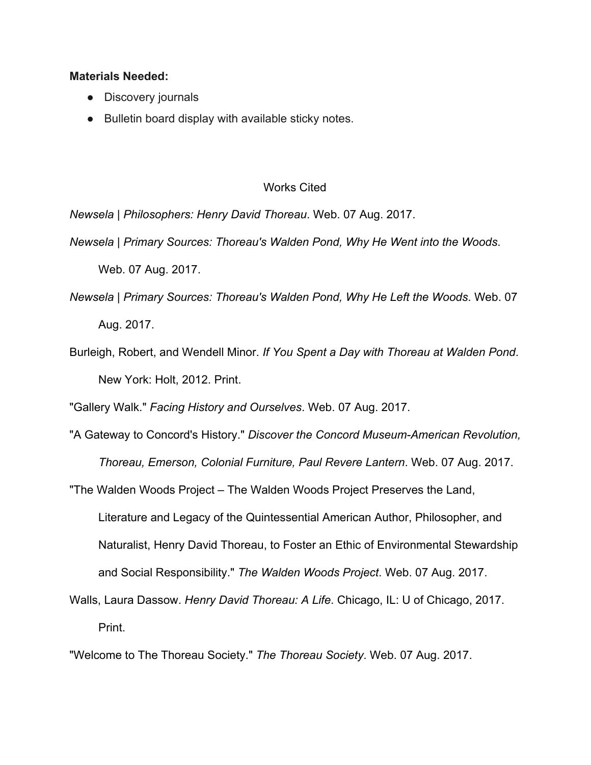**Materials Needed:**

- Discovery journals
- Bulletin board display with available sticky notes.

## Works Cited

*Newsela | Philosophers: Henry David Thoreau*. Web. 07 Aug. 2017.

*Newsela | Primary Sources: Thoreau's Walden Pond, Why He Went into the Woods*. Web. 07 Aug. 2017.

*Newsela | Primary Sources: Thoreau's Walden Pond, Why He Left the Woods*. Web. 07 Aug. 2017.

Burleigh, Robert, and Wendell Minor. *If You Spent a Day with Thoreau at Walden Pond*. New York: Holt, 2012. Print.

"Gallery Walk." *Facing History and Ourselves*. Web. 07 Aug. 2017.

"A Gateway to Concord's History." *Discover the Concord Museum-American Revolution, Thoreau, Emerson, Colonial Furniture, Paul Revere Lantern*. Web. 07 Aug. 2017.

"The Walden Woods Project – The Walden Woods Project Preserves the Land, Literature and Legacy of the Quintessential American Author, Philosopher, and Naturalist, Henry David Thoreau, to Foster an Ethic of Environmental Stewardship and Social Responsibility." *The Walden Woods Project*. Web. 07 Aug. 2017.

Walls, Laura Dassow. *Henry David Thoreau: A Life*. Chicago, IL: U of Chicago, 2017. Print.

"Welcome to The Thoreau Society." *The Thoreau Society*. Web. 07 Aug. 2017.